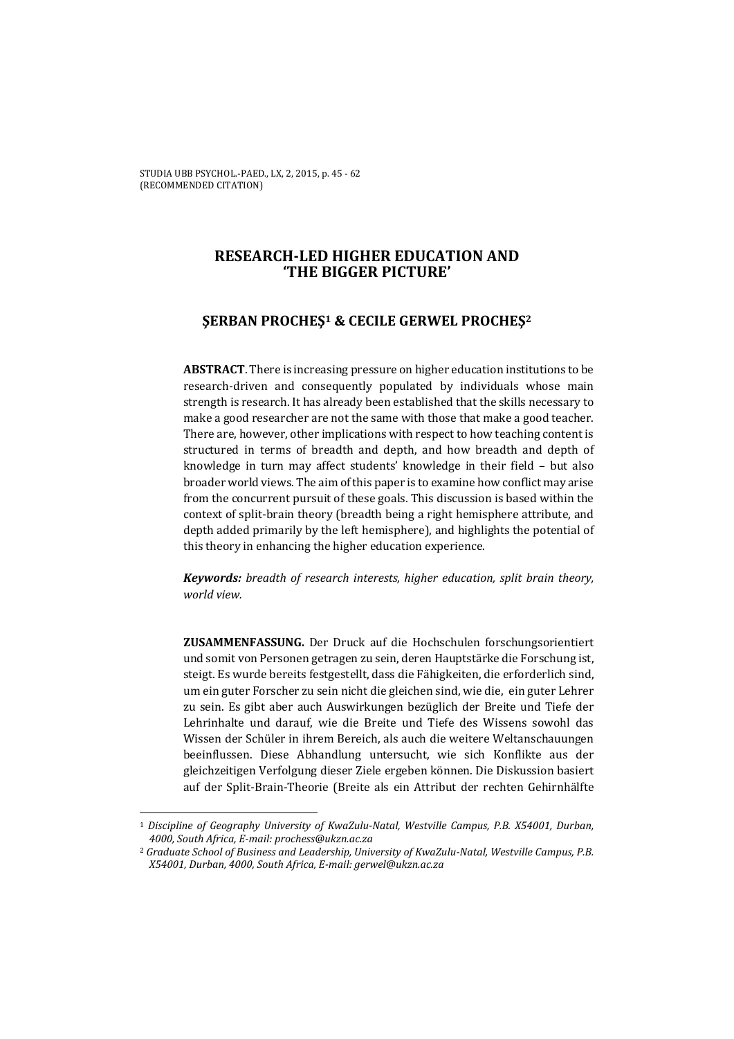# RESEARCH-LED HIGHER EDUCATION AND 'THE BIGGER PICTURE'

## ŞERBAN PROCHEŞ[1] & CECILE GERWEL PROCHEŞ[2]

**ABSTRACT**. There is increasing pressure on higher education institutions to be research-driven and consequently populated by individuals whose main strength is research. It has already been established that the skills necessary to make a good researcher are not the same with those that make a good teacher. There are, however, other implications with respect to how teaching content is structured in terms of breadth and depth, and how breadth and depth of knowledge in turn may affect students' knowledge in their field – but also broader world views. The aim of this paper is to examine how conflict may arise from the concurrent pursuit of these goals. This discussion is based within the context of split-brain theory (breadth being a right hemisphere attribute, and depth added primarily by the left hemisphere), and highlights the potential of this theory in enhancing the higher education experience.

***Keywords:*** *breadth of research interests, higher education, split brain theory, world view.*

**ZUSAMMENFASSUNG.** Der Druck auf die Hochschulen forschungsorientiert und somit von Personen getragen zu sein, deren Hauptstärke die Forschung ist, steigt. Es wurde bereits festgestellt, dass die Fähigkeiten, die erforderlich sind, um ein guter Forscher zu sein nicht die gleichen sind, wie die, ein guter Lehrer zu sein. Es gibt aber auch Auswirkungen bezüglich der Breite und Tiefe der Lehrinhalte und darauf, wie die Breite und Tiefe des Wissens sowohl das Wissen der Schüler in ihrem Bereich, als auch die weitere Weltanschauungen beeinflussen. Diese Abhandlung untersucht, wie sich Konflikte aus der gleichzeitigen Verfolgung dieser Ziele ergeben können. Die Diskussion basiert auf der Split-Brain-Theorie (Breite als ein Attribut der rechten Gehirnhälfte

[1] *Discipline of Geography University of KwaZulu-Natal, Westville Campus, P.B. X54001, Durban, 4000, South Africa, E-mail: prochess@ukzn.ac.za*

[2] *Graduate School of Business and Leadership, University of KwaZulu-Natal, Westville Campus, P.B. X54001, Durban, 4000, South Africa, E-mail: gerwel@ukzn.ac.za*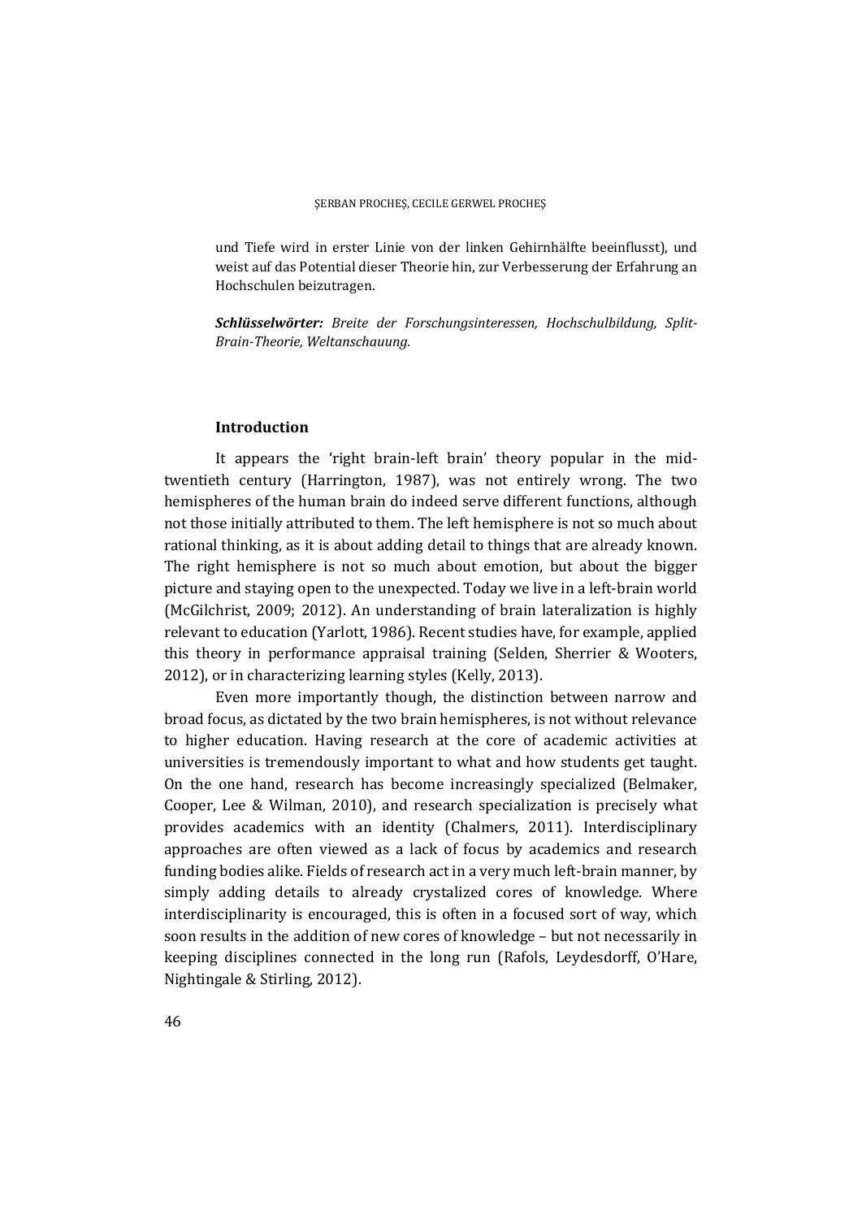und Tiefe wird in erster Linie von der linken Gehirnhälfte beeinflusst), und weist auf das Potential dieser Theorie hin, zur Verbesserung der Erfahrung an Hochschulen beizutragen.

***Schlüsselwörter:*** *Breite der Forschungsinteressen, Hochschulbildung, Split-Brain-Theorie, Weltanschauung.*

## Introduction

It appears the 'right brain-left brain' theory popular in the mid-twentieth century (Harrington, 1987), was not entirely wrong. The two hemispheres of the human brain do indeed serve different functions, although not those initially attributed to them. The left hemisphere is not so much about rational thinking, as it is about adding detail to things that are already known. The right hemisphere is not so much about emotion, but about the bigger picture and staying open to the unexpected. Today we live in a left-brain world (McGilchrist, 2009; 2012). An understanding of brain lateralization is highly relevant to education (Yarlott, 1986). Recent studies have, for example, applied this theory in performance appraisal training (Selden, Sherrier & Wooters, 2012), or in characterizing learning styles (Kelly, 2013).

Even more importantly though, the distinction between narrow and broad focus, as dictated by the two brain hemispheres, is not without relevance to higher education. Having research at the core of academic activities at universities is tremendously important to what and how students get taught. On the one hand, research has become increasingly specialized (Belmaker, Cooper, Lee & Wilman, 2010), and research specialization is precisely what provides academics with an identity (Chalmers, 2011). Interdisciplinary approaches are often viewed as a lack of focus by academics and research funding bodies alike. Fields of research act in a very much left-brain manner, by simply adding details to already crystalized cores of knowledge. Where interdisciplinarity is encouraged, this is often in a focused sort of way, which soon results in the addition of new cores of knowledge – but not necessarily in keeping disciplines connected in the long run (Rafols, Leydesdorff, O'Hare, Nightingale & Stirling, 2012).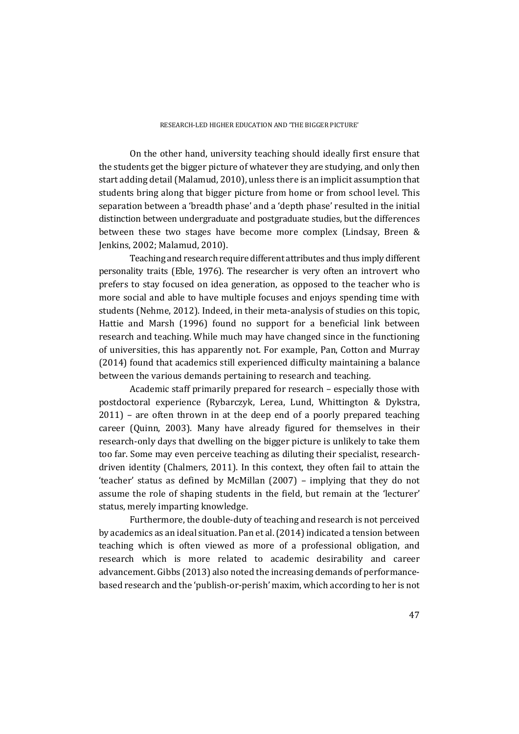On the other hand, university teaching should ideally first ensure that the students get the bigger picture of whatever they are studying, and only then start adding detail (Malamud, 2010), unless there is an implicit assumption that students bring along that bigger picture from home or from school level. This separation between a 'breadth phase' and a 'depth phase' resulted in the initial distinction between undergraduate and postgraduate studies, but the differences between these two stages have become more complex (Lindsay, Breen & Jenkins, 2002; Malamud, 2010).

Teaching and research require different attributes and thus imply different personality traits (Eble, 1976). The researcher is very often an introvert who prefers to stay focused on idea generation, as opposed to the teacher who is more social and able to have multiple focuses and enjoys spending time with students (Nehme, 2012). Indeed, in their meta-analysis of studies on this topic, Hattie and Marsh (1996) found no support for a beneficial link between research and teaching. While much may have changed since in the functioning of universities, this has apparently not. For example, Pan, Cotton and Murray (2014) found that academics still experienced difficulty maintaining a balance between the various demands pertaining to research and teaching.

Academic staff primarily prepared for research – especially those with postdoctoral experience (Rybarczyk, Lerea, Lund, Whittington & Dykstra, 2011) – are often thrown in at the deep end of a poorly prepared teaching career (Quinn, 2003). Many have already figured for themselves in their research-only days that dwelling on the bigger picture is unlikely to take them too far. Some may even perceive teaching as diluting their specialist, research-driven identity (Chalmers, 2011). In this context, they often fail to attain the 'teacher' status as defined by McMillan (2007) – implying that they do not assume the role of shaping students in the field, but remain at the 'lecturer' status, merely imparting knowledge.

Furthermore, the double-duty of teaching and research is not perceived by academics as an ideal situation. Pan et al. (2014) indicated a tension between teaching which is often viewed as more of a professional obligation, and research which is more related to academic desirability and career advancement. Gibbs (2013) also noted the increasing demands of performance-based research and the 'publish-or-perish' maxim, which according to her is not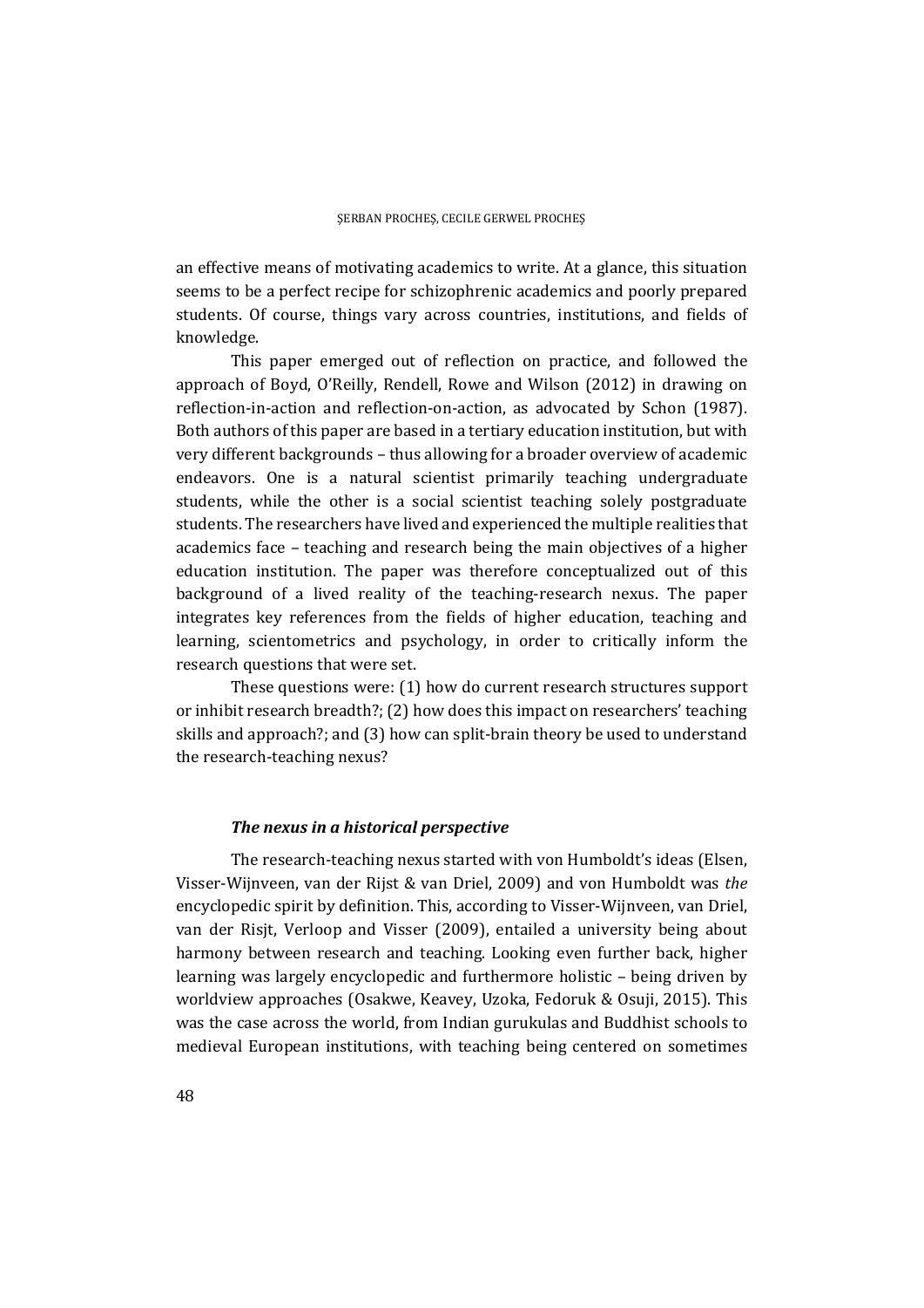an effective means of motivating academics to write. At a glance, this situation seems to be a perfect recipe for schizophrenic academics and poorly prepared students. Of course, things vary across countries, institutions, and fields of knowledge.

This paper emerged out of reflection on practice, and followed the approach of Boyd, O'Reilly, Rendell, Rowe and Wilson (2012) in drawing on reflection-in-action and reflection-on-action, as advocated by Schon (1987). Both authors of this paper are based in a tertiary education institution, but with very different backgrounds – thus allowing for a broader overview of academic endeavors. One is a natural scientist primarily teaching undergraduate students, while the other is a social scientist teaching solely postgraduate students. The researchers have lived and experienced the multiple realities that academics face – teaching and research being the main objectives of a higher education institution. The paper was therefore conceptualized out of this background of a lived reality of the teaching-research nexus. The paper integrates key references from the fields of higher education, teaching and learning, scientometrics and psychology, in order to critically inform the research questions that were set.

These questions were: (1) how do current research structures support or inhibit research breadth?; (2) how does this impact on researchers' teaching skills and approach?; and (3) how can split-brain theory be used to understand the research-teaching nexus?

### *The nexus in a historical perspective*

The research-teaching nexus started with von Humboldt's ideas (Elsen, Visser-Wijnveen, van der Rijst & van Driel, 2009) and von Humboldt was *the* encyclopedic spirit by definition. This, according to Visser-Wijnveen, van Driel, van der Risjt, Verloop and Visser (2009), entailed a university being about harmony between research and teaching. Looking even further back, higher learning was largely encyclopedic and furthermore holistic – being driven by worldview approaches (Osakwe, Keavey, Uzoka, Fedoruk & Osuji, 2015). This was the case across the world, from Indian gurukulas and Buddhist schools to medieval European institutions, with teaching being centered on sometimes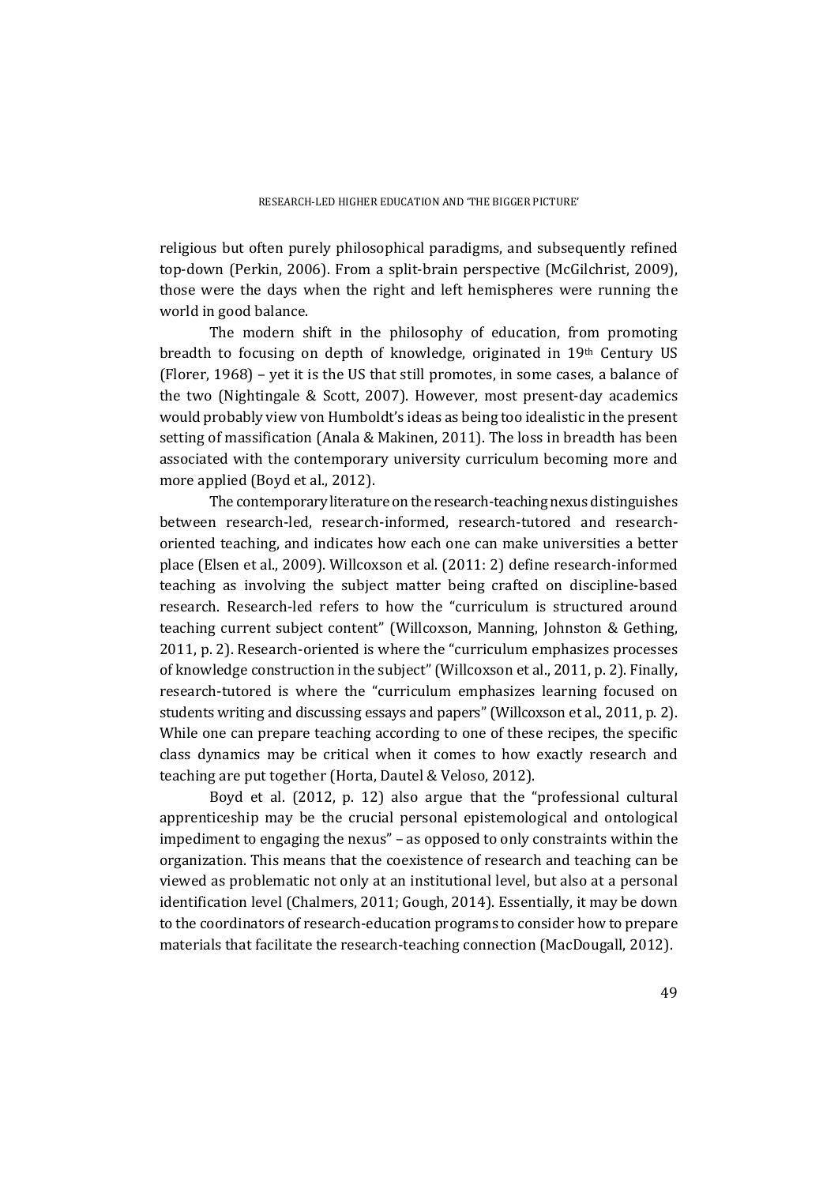religious but often purely philosophical paradigms, and subsequently refined top-down (Perkin, 2006). From a split-brain perspective (McGilchrist, 2009), those were the days when the right and left hemispheres were running the world in good balance.

The modern shift in the philosophy of education, from promoting breadth to focusing on depth of knowledge, originated in 19th Century US (Florer, 1968) – yet it is the US that still promotes, in some cases, a balance of the two (Nightingale & Scott, 2007). However, most present-day academics would probably view von Humboldt's ideas as being too idealistic in the present setting of massification (Anala & Makinen, 2011). The loss in breadth has been associated with the contemporary university curriculum becoming more and more applied (Boyd et al., 2012).

The contemporary literature on the research-teaching nexus distinguishes between research-led, research-informed, research-tutored and research-oriented teaching, and indicates how each one can make universities a better place (Elsen et al., 2009). Willcoxson et al. (2011: 2) define research-informed teaching as involving the subject matter being crafted on discipline-based research. Research-led refers to how the "curriculum is structured around teaching current subject content" (Willcoxson, Manning, Johnston & Gething, 2011, p. 2). Research-oriented is where the "curriculum emphasizes processes of knowledge construction in the subject" (Willcoxson et al., 2011, p. 2). Finally, research-tutored is where the "curriculum emphasizes learning focused on students writing and discussing essays and papers" (Willcoxson et al., 2011, p. 2). While one can prepare teaching according to one of these recipes, the specific class dynamics may be critical when it comes to how exactly research and teaching are put together (Horta, Dautel & Veloso, 2012).

Boyd et al. (2012, p. 12) also argue that the "professional cultural apprenticeship may be the crucial personal epistemological and ontological impediment to engaging the nexus" – as opposed to only constraints within the organization. This means that the coexistence of research and teaching can be viewed as problematic not only at an institutional level, but also at a personal identification level (Chalmers, 2011; Gough, 2014). Essentially, it may be down to the coordinators of research-education programs to consider how to prepare materials that facilitate the research-teaching connection (MacDougall, 2012).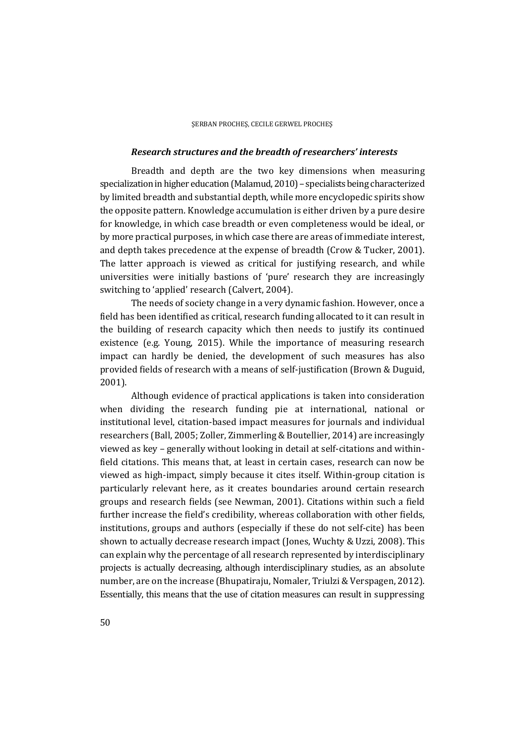### *Research structures and the breadth of researchers' interests*

Breadth and depth are the two key dimensions when measuring specialization in higher education (Malamud, 2010) – specialists being characterized by limited breadth and substantial depth, while more encyclopedic spirits show the opposite pattern. Knowledge accumulation is either driven by a pure desire for knowledge, in which case breadth or even completeness would be ideal, or by more practical purposes, in which case there are areas of immediate interest, and depth takes precedence at the expense of breadth (Crow & Tucker, 2001). The latter approach is viewed as critical for justifying research, and while universities were initially bastions of 'pure' research they are increasingly switching to 'applied' research (Calvert, 2004).

The needs of society change in a very dynamic fashion. However, once a field has been identified as critical, research funding allocated to it can result in the building of research capacity which then needs to justify its continued existence (e.g. Young, 2015). While the importance of measuring research impact can hardly be denied, the development of such measures has also provided fields of research with a means of self-justification (Brown & Duguid, 2001).

Although evidence of practical applications is taken into consideration when dividing the research funding pie at international, national or institutional level, citation-based impact measures for journals and individual researchers (Ball, 2005; Zoller, Zimmerling & Boutellier, 2014) are increasingly viewed as key – generally without looking in detail at self-citations and within-field citations. This means that, at least in certain cases, research can now be viewed as high-impact, simply because it cites itself. Within-group citation is particularly relevant here, as it creates boundaries around certain research groups and research fields (see Newman, 2001). Citations within such a field further increase the field's credibility, whereas collaboration with other fields, institutions, groups and authors (especially if these do not self-cite) has been shown to actually decrease research impact (Jones, Wuchty & Uzzi, 2008). This can explain why the percentage of all research represented by interdisciplinary projects is actually decreasing, although interdisciplinary studies, as an absolute number, are on the increase (Bhupatiraju, Nomaler, Triulzi & Verspagen, 2012). Essentially, this means that the use of citation measures can result in suppressing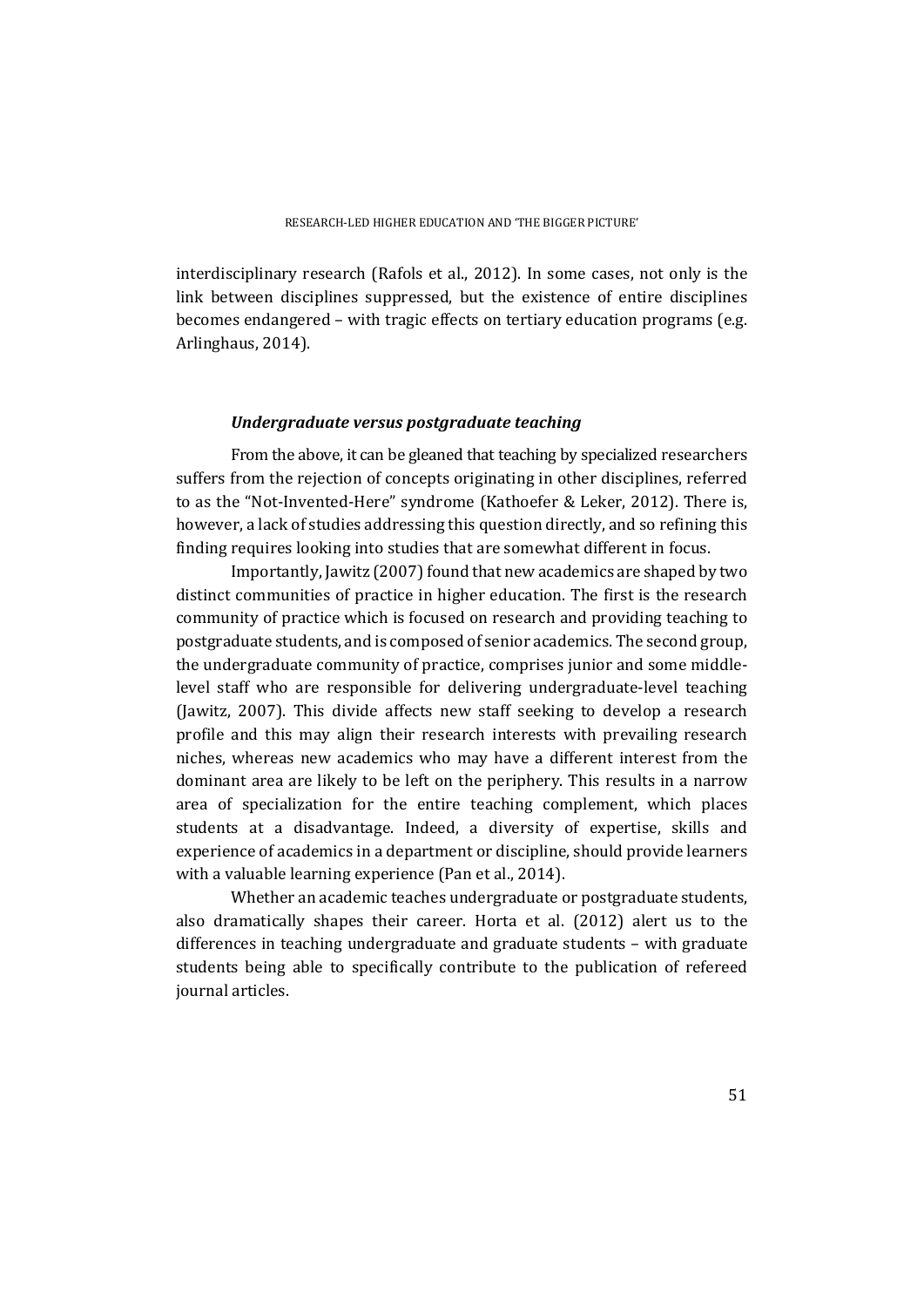interdisciplinary research (Rafols et al., 2012). In some cases, not only is the link between disciplines suppressed, but the existence of entire disciplines becomes endangered – with tragic effects on tertiary education programs (e.g. Arlinghaus, 2014).

### ***Undergraduate versus postgraduate teaching***

From the above, it can be gleaned that teaching by specialized researchers suffers from the rejection of concepts originating in other disciplines, referred to as the "Not-Invented-Here" syndrome (Kathoefer & Leker, 2012). There is, however, a lack of studies addressing this question directly, and so refining this finding requires looking into studies that are somewhat different in focus.

Importantly, Jawitz (2007) found that new academics are shaped by two distinct communities of practice in higher education. The first is the research community of practice which is focused on research and providing teaching to postgraduate students, and is composed of senior academics. The second group, the undergraduate community of practice, comprises junior and some middle-level staff who are responsible for delivering undergraduate-level teaching (Jawitz, 2007). This divide affects new staff seeking to develop a research profile and this may align their research interests with prevailing research niches, whereas new academics who may have a different interest from the dominant area are likely to be left on the periphery. This results in a narrow area of specialization for the entire teaching complement, which places students at a disadvantage. Indeed, a diversity of expertise, skills and experience of academics in a department or discipline, should provide learners with a valuable learning experience (Pan et al., 2014).

Whether an academic teaches undergraduate or postgraduate students, also dramatically shapes their career. Horta et al. (2012) alert us to the differences in teaching undergraduate and graduate students – with graduate students being able to specifically contribute to the publication of refereed journal articles.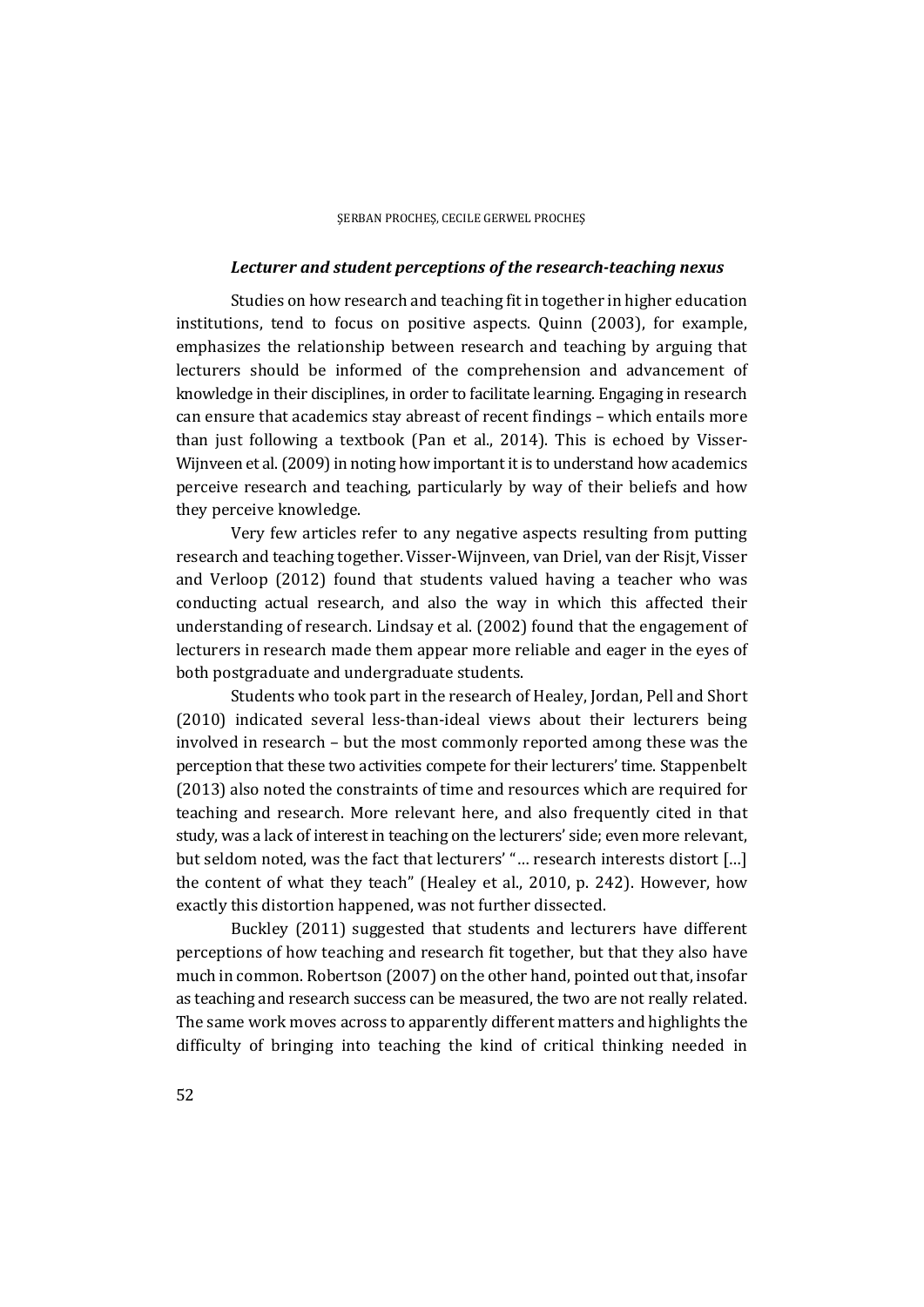### *Lecturer and student perceptions of the research-teaching nexus*

Studies on how research and teaching fit in together in higher education institutions, tend to focus on positive aspects. Quinn (2003), for example, emphasizes the relationship between research and teaching by arguing that lecturers should be informed of the comprehension and advancement of knowledge in their disciplines, in order to facilitate learning. Engaging in research can ensure that academics stay abreast of recent findings – which entails more than just following a textbook (Pan et al., 2014). This is echoed by Visser-Wijnveen et al. (2009) in noting how important it is to understand how academics perceive research and teaching, particularly by way of their beliefs and how they perceive knowledge.

Very few articles refer to any negative aspects resulting from putting research and teaching together. Visser-Wijnveen, van Driel, van der Risjt, Visser and Verloop (2012) found that students valued having a teacher who was conducting actual research, and also the way in which this affected their understanding of research. Lindsay et al. (2002) found that the engagement of lecturers in research made them appear more reliable and eager in the eyes of both postgraduate and undergraduate students.

Students who took part in the research of Healey, Jordan, Pell and Short (2010) indicated several less-than-ideal views about their lecturers being involved in research – but the most commonly reported among these was the perception that these two activities compete for their lecturers' time. Stappenbelt (2013) also noted the constraints of time and resources which are required for teaching and research. More relevant here, and also frequently cited in that study, was a lack of interest in teaching on the lecturers' side; even more relevant, but seldom noted, was the fact that lecturers' "… research interests distort […] the content of what they teach" (Healey et al., 2010, p. 242). However, how exactly this distortion happened, was not further dissected.

Buckley (2011) suggested that students and lecturers have different perceptions of how teaching and research fit together, but that they also have much in common. Robertson (2007) on the other hand, pointed out that, insofar as teaching and research success can be measured, the two are not really related. The same work moves across to apparently different matters and highlights the difficulty of bringing into teaching the kind of critical thinking needed in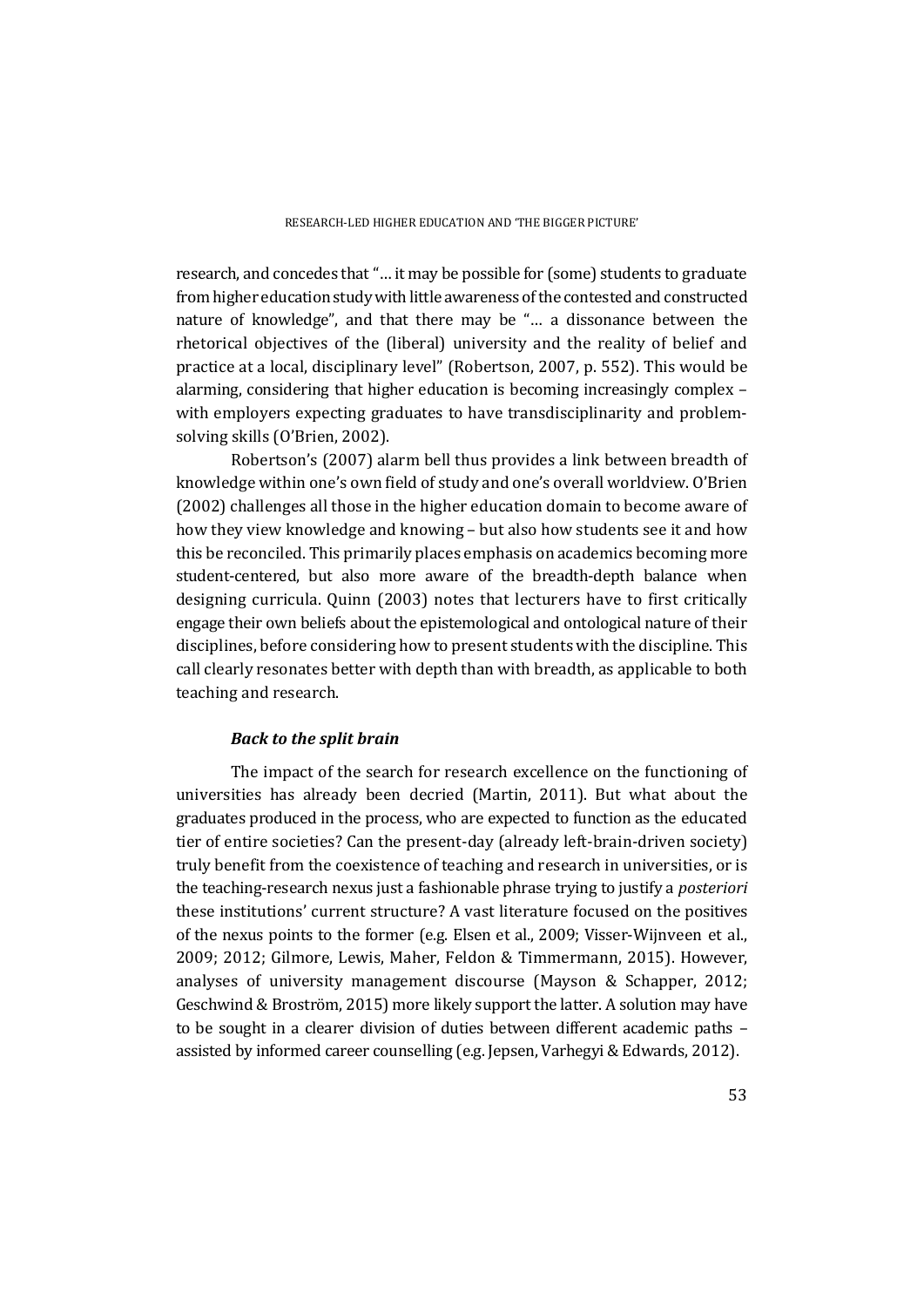research, and concedes that "… it may be possible for (some) students to graduate from higher education study with little awareness of the contested and constructed nature of knowledge", and that there may be "… a dissonance between the rhetorical objectives of the (liberal) university and the reality of belief and practice at a local, disciplinary level" (Robertson, 2007, p. 552). This would be alarming, considering that higher education is becoming increasingly complex – with employers expecting graduates to have transdisciplinarity and problem-solving skills (O'Brien, 2002).

Robertson's (2007) alarm bell thus provides a link between breadth of knowledge within one's own field of study and one's overall worldview. O'Brien (2002) challenges all those in the higher education domain to become aware of how they view knowledge and knowing – but also how students see it and how this be reconciled. This primarily places emphasis on academics becoming more student-centered, but also more aware of the breadth-depth balance when designing curricula. Quinn (2003) notes that lecturers have to first critically engage their own beliefs about the epistemological and ontological nature of their disciplines, before considering how to present students with the discipline. This call clearly resonates better with depth than with breadth, as applicable to both teaching and research.

### *Back to the split brain*

The impact of the search for research excellence on the functioning of universities has already been decried (Martin, 2011). But what about the graduates produced in the process, who are expected to function as the educated tier of entire societies? Can the present-day (already left-brain-driven society) truly benefit from the coexistence of teaching and research in universities, or is the teaching-research nexus just a fashionable phrase trying to justify a *posteriori* these institutions' current structure? A vast literature focused on the positives of the nexus points to the former (e.g. Elsen et al., 2009; Visser-Wijnveen et al., 2009; 2012; Gilmore, Lewis, Maher, Feldon & Timmermann, 2015). However, analyses of university management discourse (Mayson & Schapper, 2012; Geschwind & Broström, 2015) more likely support the latter. A solution may have to be sought in a clearer division of duties between different academic paths – assisted by informed career counselling (e.g. Jepsen, Varhegyi & Edwards, 2012).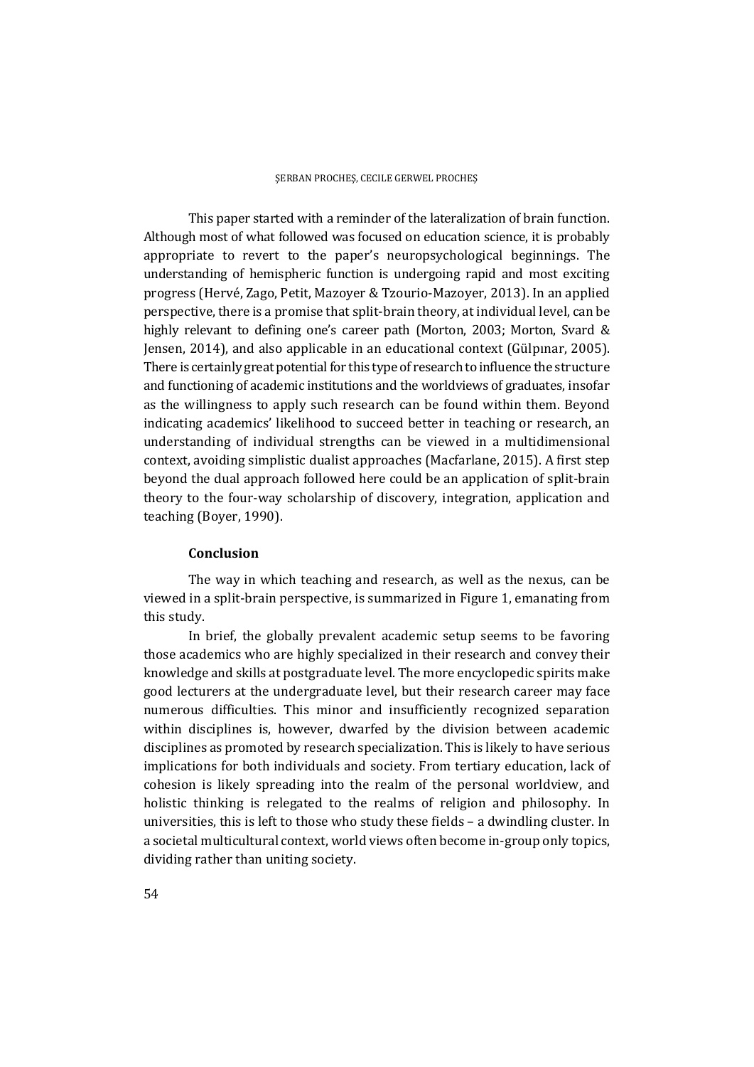This paper started with a reminder of the lateralization of brain function. Although most of what followed was focused on education science, it is probably appropriate to revert to the paper's neuropsychological beginnings. The understanding of hemispheric function is undergoing rapid and most exciting progress (Hervé, Zago, Petit, Mazoyer & Tzourio-Mazoyer, 2013). In an applied perspective, there is a promise that split-brain theory, at individual level, can be highly relevant to defining one's career path (Morton, 2003; Morton, Svard & Jensen, 2014), and also applicable in an educational context (Gülpınar, 2005). There is certainly great potential for this type of research to influence the structure and functioning of academic institutions and the worldviews of graduates, insofar as the willingness to apply such research can be found within them. Beyond indicating academics' likelihood to succeed better in teaching or research, an understanding of individual strengths can be viewed in a multidimensional context, avoiding simplistic dualist approaches (Macfarlane, 2015). A first step beyond the dual approach followed here could be an application of split-brain theory to the four-way scholarship of discovery, integration, application and teaching (Boyer, 1990).

### Conclusion

The way in which teaching and research, as well as the nexus, can be viewed in a split-brain perspective, is summarized in Figure 1, emanating from this study.

In brief, the globally prevalent academic setup seems to be favoring those academics who are highly specialized in their research and convey their knowledge and skills at postgraduate level. The more encyclopedic spirits make good lecturers at the undergraduate level, but their research career may face numerous difficulties. This minor and insufficiently recognized separation within disciplines is, however, dwarfed by the division between academic disciplines as promoted by research specialization. This is likely to have serious implications for both individuals and society. From tertiary education, lack of cohesion is likely spreading into the realm of the personal worldview, and holistic thinking is relegated to the realms of religion and philosophy. In universities, this is left to those who study these fields – a dwindling cluster. In a societal multicultural context, world views often become in-group only topics, dividing rather than uniting society.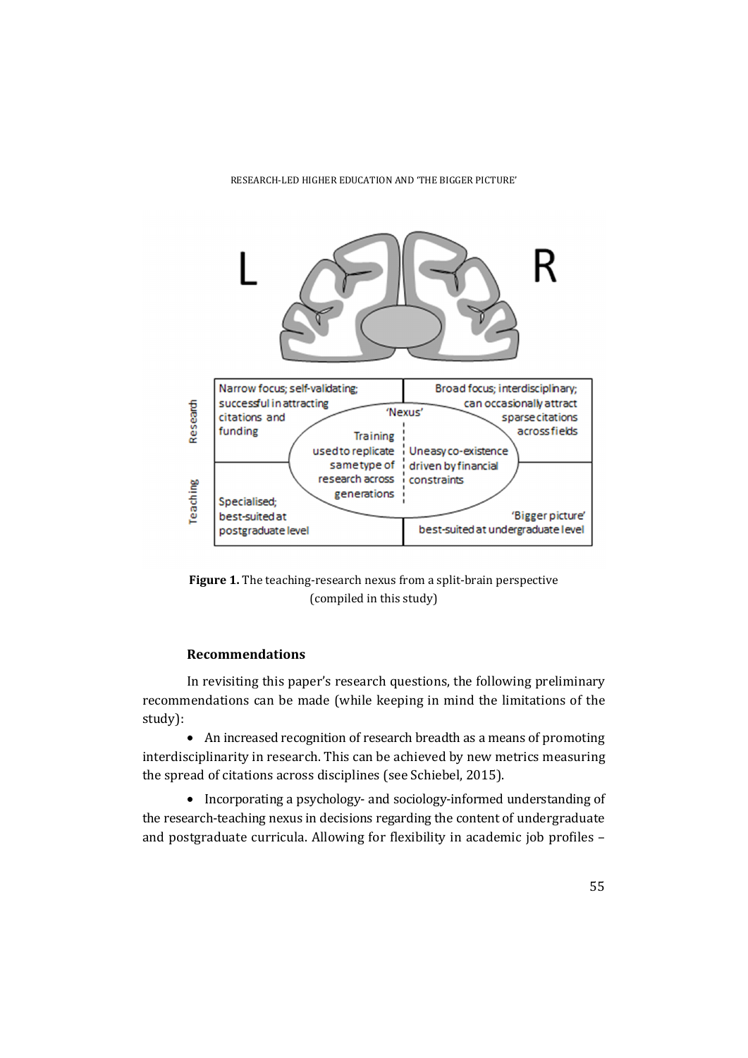| | L | R |
|---|---|---|
| Research | Narrow focus; self-validating; successful in attracting citations and funding | Broad focus; interdisciplinary; can occasionally attract sparse citations across fields |
| 'Nexus' | Training used to replicate same type of research across generations | Uneasy co-existence driven by financial constraints |
| Teaching | Specialised; best-suited at postgraduate level | 'Bigger picture' best-suited at undergraduate level |

**Figure 1.** The teaching-research nexus from a split-brain perspective (compiled in this study)

### Recommendations

In revisiting this paper's research questions, the following preliminary recommendations can be made (while keeping in mind the limitations of the study):

- An increased recognition of research breadth as a means of promoting interdisciplinarity in research. This can be achieved by new metrics measuring the spread of citations across disciplines (see Schiebel, 2015).

- Incorporating a psychology- and sociology-informed understanding of the research-teaching nexus in decisions regarding the content of undergraduate and postgraduate curricula. Allowing for flexibility in academic job profiles –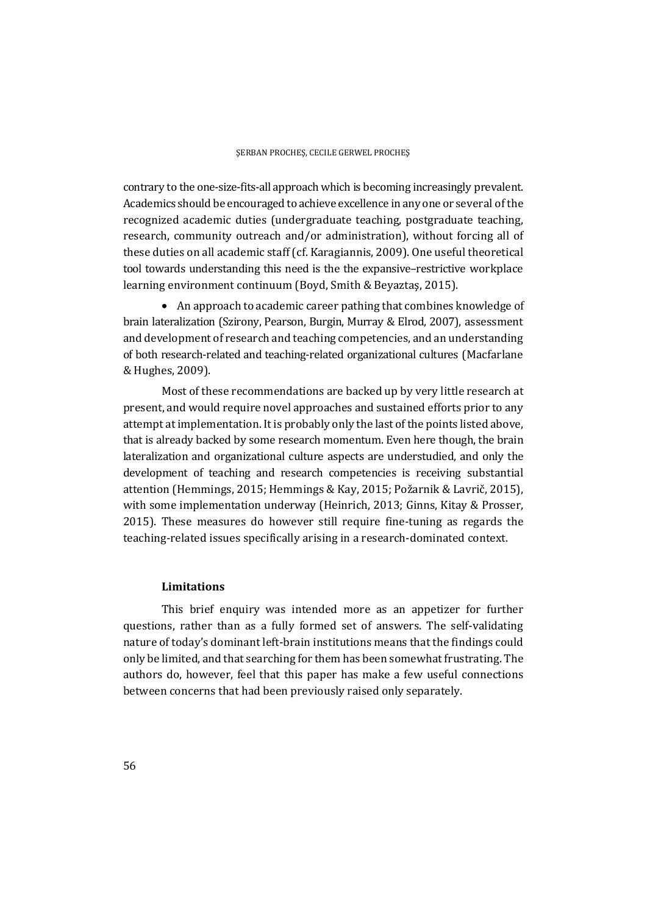contrary to the one-size-fits-all approach which is becoming increasingly prevalent. Academics should be encouraged to achieve excellence in any one or several of the recognized academic duties (undergraduate teaching, postgraduate teaching, research, community outreach and/or administration), without forcing all of these duties on all academic staff (cf. Karagiannis, 2009). One useful theoretical tool towards understanding this need is the the expansive–restrictive workplace learning environment continuum (Boyd, Smith & Beyaztaş, 2015).

- An approach to academic career pathing that combines knowledge of brain lateralization (Szirony, Pearson, Burgin, Murray & Elrod, 2007), assessment and development of research and teaching competencies, and an understanding of both research-related and teaching-related organizational cultures (Macfarlane & Hughes, 2009).

Most of these recommendations are backed up by very little research at present, and would require novel approaches and sustained efforts prior to any attempt at implementation. It is probably only the last of the points listed above, that is already backed by some research momentum. Even here though, the brain lateralization and organizational culture aspects are understudied, and only the development of teaching and research competencies is receiving substantial attention (Hemmings, 2015; Hemmings & Kay, 2015; Požarnik & Lavrič, 2015), with some implementation underway (Heinrich, 2013; Ginns, Kitay & Prosser, 2015). These measures do however still require fine-tuning as regards the teaching-related issues specifically arising in a research-dominated context.

### Limitations

This brief enquiry was intended more as an appetizer for further questions, rather than as a fully formed set of answers. The self-validating nature of today's dominant left-brain institutions means that the findings could only be limited, and that searching for them has been somewhat frustrating. The authors do, however, feel that this paper has make a few useful connections between concerns that had been previously raised only separately.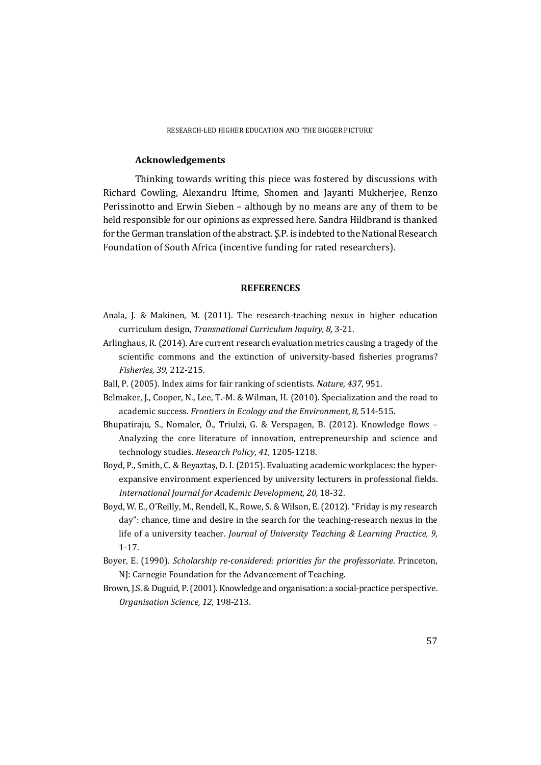## Acknowledgements

Thinking towards writing this piece was fostered by discussions with Richard Cowling, Alexandru Iftime, Shomen and Jayanti Mukherjee, Renzo Perissinotto and Erwin Sieben – although by no means are any of them to be held responsible for our opinions as expressed here. Sandra Hildbrand is thanked for the German translation of the abstract. Ş.P. is indebted to the National Research Foundation of South Africa (incentive funding for rated researchers).

## REFERENCES

Anala, J. & Makinen, M. (2011). The research-teaching nexus in higher education curriculum design, *Transnational Curriculum Inquiry, 8,* 3-21.

Arlinghaus, R. (2014). Are current research evaluation metrics causing a tragedy of the scientific commons and the extinction of university-based fisheries programs? *Fisheries, 39*, 212-215.

Ball, P. (2005). Index aims for fair ranking of scientists. *Nature, 437*, 951.

Belmaker, J., Cooper, N., Lee, T.-M. & Wilman, H. (2010). Specialization and the road to academic success. *Frontiers in Ecology and the Environment*, *8,* 514-515.

Bhupatiraju, S., Nomaler, Ö., Triulzi, G. & Verspagen, B. (2012). Knowledge flows – Analyzing the core literature of innovation, entrepreneurship and science and technology studies. *Research Policy*, *41,* 1205-1218.

Boyd, P., Smith, C. & Beyaztaş, D. I. (2015). Evaluating academic workplaces: the hyper-expansive environment experienced by university lecturers in professional fields. *International Journal for Academic Development, 20,* 18-32.

Boyd, W. E., O'Reilly, M., Rendell, K., Rowe, S. & Wilson, E. (2012). "Friday is my research day": chance, time and desire in the search for the teaching-research nexus in the life of a university teacher. *Journal of University Teaching & Learning Practice, 9,* 1-17.

Boyer, E. (1990). *Scholarship re-considered: priorities for the professoriate*. Princeton, NJ: Carnegie Foundation for the Advancement of Teaching.

Brown, J.S. & Duguid, P. (2001). Knowledge and organisation: a social-practice perspective. *Organisation Science, 12*, 198-213.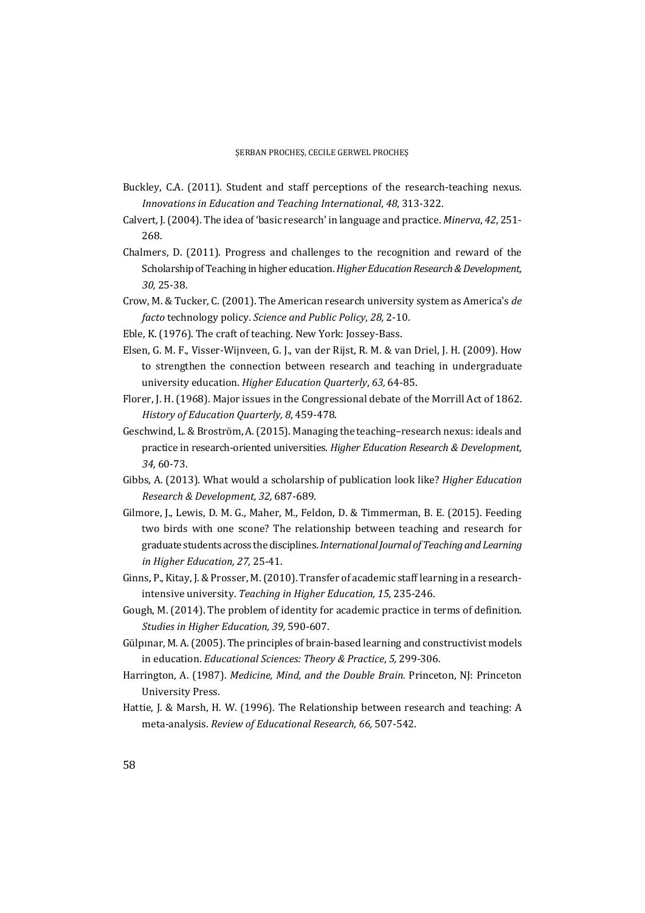Buckley, C.A. (2011). Student and staff perceptions of the research-teaching nexus. *Innovations in Education and Teaching International*, *48,* 313-322.

Calvert, J. (2004). The idea of 'basic research' in language and practice. *Minerva*, *42*, 251-268.

Chalmers, D. (2011). Progress and challenges to the recognition and reward of the Scholarship of Teaching in higher education. *Higher Education Research & Development, 30,* 25-38.

Crow, M. & Tucker, C. (2001). The American research university system as America's *de facto* technology policy. *Science and Public Policy*, *28,* 2-10.

Eble, K. (1976). The craft of teaching. New York: Jossey-Bass.

Elsen, G. M. F., Visser-Wijnveen, G. J., van der Rijst, R. M. & van Driel, J. H. (2009). How to strengthen the connection between research and teaching in undergraduate university education. *Higher Education Quarterly*, *63,* 64-85.

Florer, J. H. (1968). Major issues in the Congressional debate of the Morrill Act of 1862. *History of Education Quarterly*, *8*, 459-478.

Geschwind, L. & Broström, A. (2015). Managing the teaching–research nexus: ideals and practice in research-oriented universities. *Higher Education Research & Development, 34,* 60-73.

Gibbs, A. (2013). What would a scholarship of publication look like? *Higher Education Research & Development, 32,* 687-689.

Gilmore, J., Lewis, D. M. G., Maher, M., Feldon, D. & Timmerman, B. E. (2015). Feeding two birds with one scone? The relationship between teaching and research for graduate students across the disciplines. *International Journal of Teaching and Learning in Higher Education, 27,* 25-41.

Ginns, P., Kitay, J. & Prosser, M. (2010). Transfer of academic staff learning in a research-intensive university. *Teaching in Higher Education, 15,* 235-246.

Gough, M. (2014). The problem of identity for academic practice in terms of definition. *Studies in Higher Education, 39,* 590-607.

Gülpınar, M. A. (2005). The principles of brain-based learning and constructivist models in education. *Educational Sciences: Theory & Practice*, *5,* 299-306.

Harrington, A. (1987). *Medicine, Mind, and the Double Brain.* Princeton, NJ: Princeton University Press.

Hattie, J. & Marsh, H. W. (1996). The Relationship between research and teaching: A meta-analysis. *Review of Educational Research, 66,* 507-542.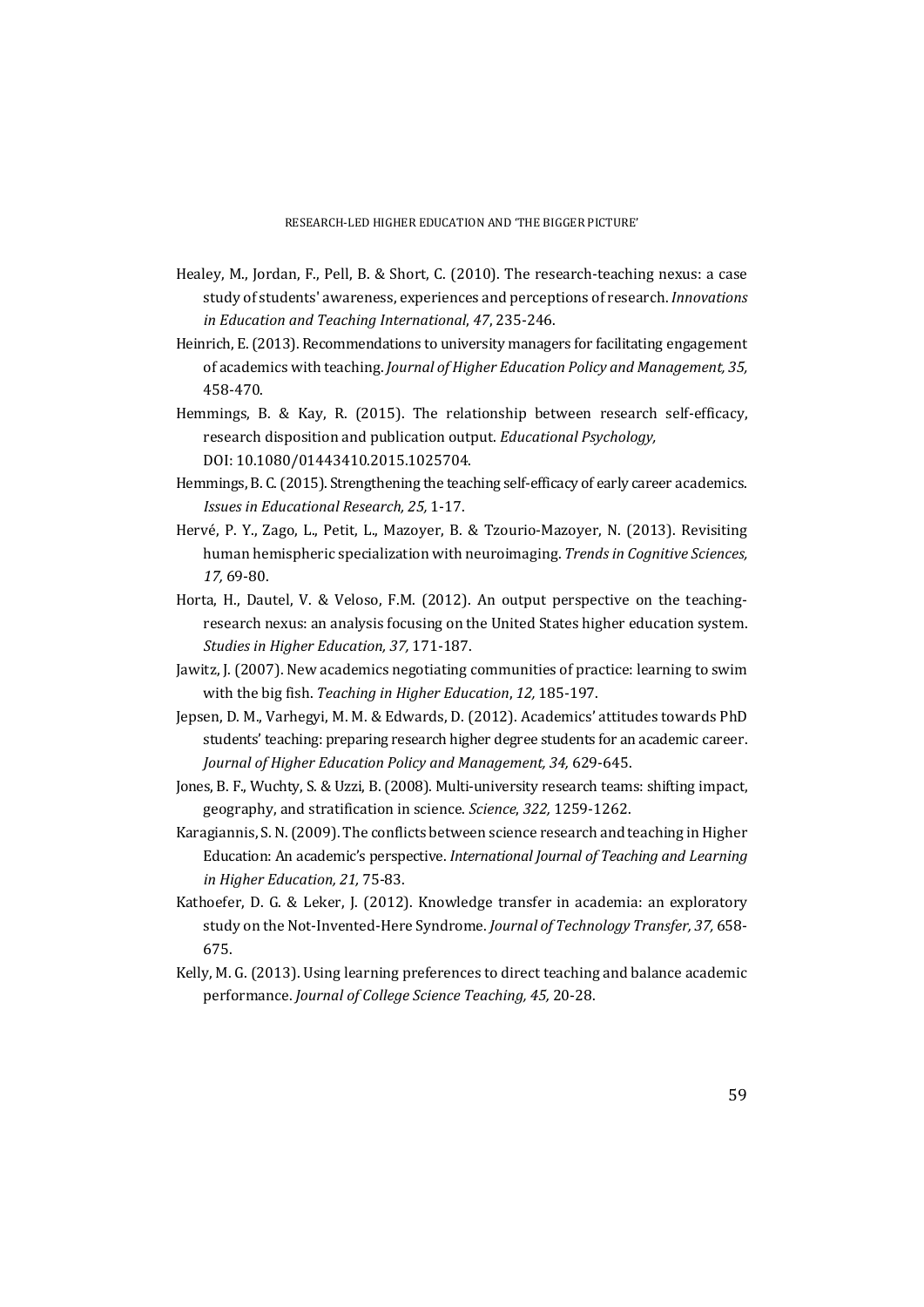Healey, M., Jordan, F., Pell, B. & Short, C. (2010). The research-teaching nexus: a case study of students' awareness, experiences and perceptions of research. *Innovations in Education and Teaching International*, *47*, 235-246.

Heinrich, E. (2013). Recommendations to university managers for facilitating engagement of academics with teaching. *Journal of Higher Education Policy and Management, 35,* 458-470.

Hemmings, B. & Kay, R. (2015). The relationship between research self-efficacy, research disposition and publication output. *Educational Psychology,* DOI: 10.1080/01443410.2015.1025704.

Hemmings, B. C. (2015). Strengthening the teaching self-efficacy of early career academics. *Issues in Educational Research, 25,* 1-17.

Hervé, P. Y., Zago, L., Petit, L., Mazoyer, B. & Tzourio-Mazoyer, N. (2013). Revisiting human hemispheric specialization with neuroimaging. *Trends in Cognitive Sciences, 17,* 69-80.

Horta, H., Dautel, V. & Veloso, F.M. (2012). An output perspective on the teaching-research nexus: an analysis focusing on the United States higher education system. *Studies in Higher Education, 37,* 171-187.

Jawitz, J. (2007). New academics negotiating communities of practice: learning to swim with the big fish. *Teaching in Higher Education*, *12,* 185-197.

Jepsen, D. M., Varhegyi, M. M. & Edwards, D. (2012). Academics' attitudes towards PhD students' teaching: preparing research higher degree students for an academic career. *Journal of Higher Education Policy and Management, 34,* 629-645.

Jones, B. F., Wuchty, S. & Uzzi, B. (2008). Multi-university research teams: shifting impact, geography, and stratification in science. *Science*, *322,* 1259-1262.

Karagiannis, S. N. (2009). The conflicts between science research and teaching in Higher Education: An academic's perspective. *International Journal of Teaching and Learning in Higher Education, 21,* 75-83.

Kathoefer, D. G. & Leker, J. (2012). Knowledge transfer in academia: an exploratory study on the Not-Invented-Here Syndrome. *Journal of Technology Transfer, 37,* 658-675.

Kelly, M. G. (2013). Using learning preferences to direct teaching and balance academic performance. *Journal of College Science Teaching, 45,* 20-28.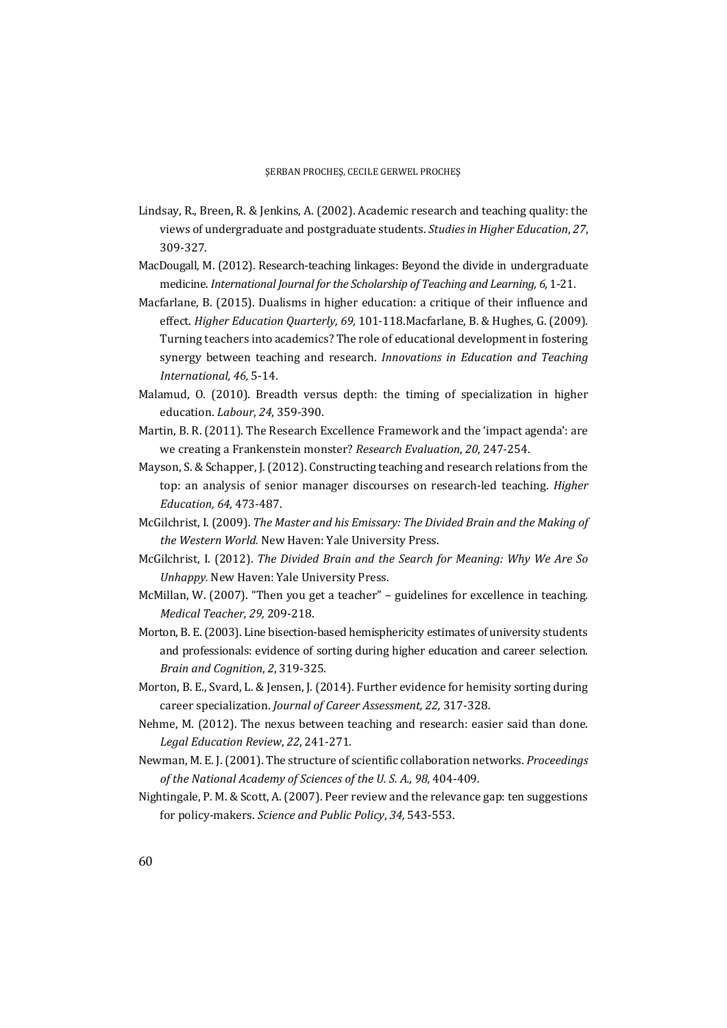Lindsay, R., Breen, R. & Jenkins, A. (2002). Academic research and teaching quality: the views of undergraduate and postgraduate students. *Studies in Higher Education*, *27*, 309-327.

MacDougall, M. (2012). Research-teaching linkages: Beyond the divide in undergraduate medicine. *International Journal for the Scholarship of Teaching and Learning, 6,* 1-21.

Macfarlane, B. (2015). Dualisms in higher education: a critique of their influence and effect. *Higher Education Quarterly, 69,* 101-118.Macfarlane, B. & Hughes, G. (2009). Turning teachers into academics? The role of educational development in fostering synergy between teaching and research. *Innovations in Education and Teaching International, 46,* 5-14.

Malamud, O. (2010). Breadth versus depth: the timing of specialization in higher education. *Labour*, *24*, 359-390.

Martin, B. R. (2011). The Research Excellence Framework and the 'impact agenda': are we creating a Frankenstein monster? *Research Evaluation*, *20*, 247-254.

Mayson, S. & Schapper, J. (2012). Constructing teaching and research relations from the top: an analysis of senior manager discourses on research-led teaching. *Higher Education, 64,* 473-487.

McGilchrist, I. (2009). *The Master and his Emissary: The Divided Brain and the Making of the Western World.* New Haven: Yale University Press.

McGilchrist, I. (2012). *The Divided Brain and the Search for Meaning: Why We Are So Unhappy.* New Haven: Yale University Press.

McMillan, W. (2007). "Then you get a teacher" – guidelines for excellence in teaching. *Medical Teacher, 29,* 209-218.

Morton, B. E. (2003). Line bisection-based hemisphericity estimates of university students and professionals: evidence of sorting during higher education and career selection. *Brain and Cognition*, *2*, 319-325.

Morton, B. E., Svard, L. & Jensen, J. (2014). Further evidence for hemisity sorting during career specialization. *Journal of Career Assessment, 22,* 317-328.

Nehme, M. (2012). The nexus between teaching and research: easier said than done. *Legal Education Review*, *22*, 241-271.

Newman, M. E. J. (2001). The structure of scientific collaboration networks. *Proceedings of the National Academy of Sciences of the U. S. A., 98,* 404-409.

Nightingale, P. M. & Scott, A. (2007). Peer review and the relevance gap: ten suggestions for policy-makers. *Science and Public Policy*, *34,* 543-553.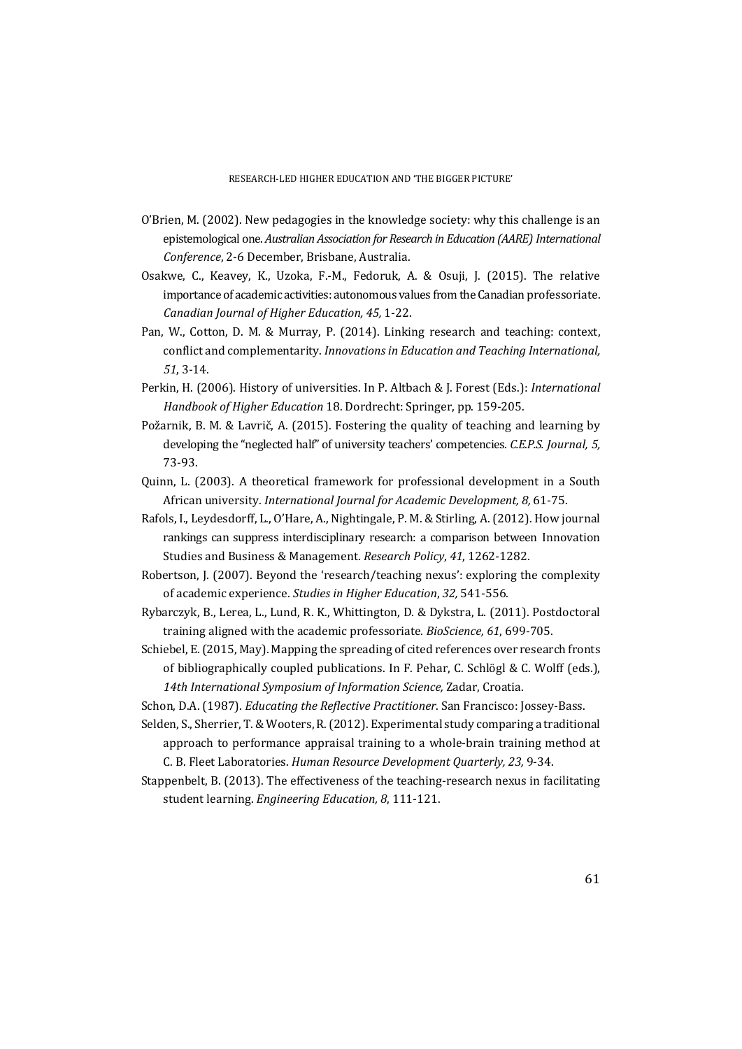O'Brien, M. (2002). New pedagogies in the knowledge society: why this challenge is an epistemological one. *Australian Association for Research in Education (AARE) International Conference*, 2-6 December, Brisbane, Australia.

Osakwe, C., Keavey, K., Uzoka, F.-M., Fedoruk, A. & Osuji, J. (2015). The relative importance of academic activities: autonomous values from the Canadian professoriate. *Canadian Journal of Higher Education, 45,* 1-22.

Pan, W., Cotton, D. M. & Murray, P. (2014). Linking research and teaching: context, conflict and complementarity. *Innovations in Education and Teaching International, 51*, 3-14.

Perkin, H. (2006). History of universities. In P. Altbach & J. Forest (Eds.): *International Handbook of Higher Education* 18. Dordrecht: Springer, pp. 159-205.

Požarnik, B. M. & Lavrič, A. (2015). Fostering the quality of teaching and learning by developing the "neglected half" of university teachers' competencies. *C.E.P.S. Journal, 5,* 73-93.

Quinn, L. (2003). A theoretical framework for professional development in a South African university. *International Journal for Academic Development, 8,* 61-75.

Rafols, I., Leydesdorff, L., O'Hare, A., Nightingale, P. M. & Stirling, A. (2012). How journal rankings can suppress interdisciplinary research: a comparison between Innovation Studies and Business & Management. *Research Policy*, *41*, 1262-1282.

Robertson, J. (2007). Beyond the 'research/teaching nexus': exploring the complexity of academic experience. *Studies in Higher Education*, *32,* 541-556.

Rybarczyk, B., Lerea, L., Lund, R. K., Whittington, D. & Dykstra, L. (2011). Postdoctoral training aligned with the academic professoriate. *BioScience, 61*, 699-705.

Schiebel, E. (2015, May). Mapping the spreading of cited references over research fronts of bibliographically coupled publications. In F. Pehar, C. Schlögl & C. Wolff (eds.), *14th International Symposium of Information Science,* Zadar, Croatia.

Schon, D.A. (1987). *Educating the Reflective Practitioner*. San Francisco: Jossey-Bass.

Selden, S., Sherrier, T. & Wooters, R. (2012). Experimental study comparing a traditional approach to performance appraisal training to a whole-brain training method at C. B. Fleet Laboratories. *Human Resource Development Quarterly, 23,* 9-34.

Stappenbelt, B. (2013). The effectiveness of the teaching-research nexus in facilitating student learning. *Engineering Education, 8*, 111-121.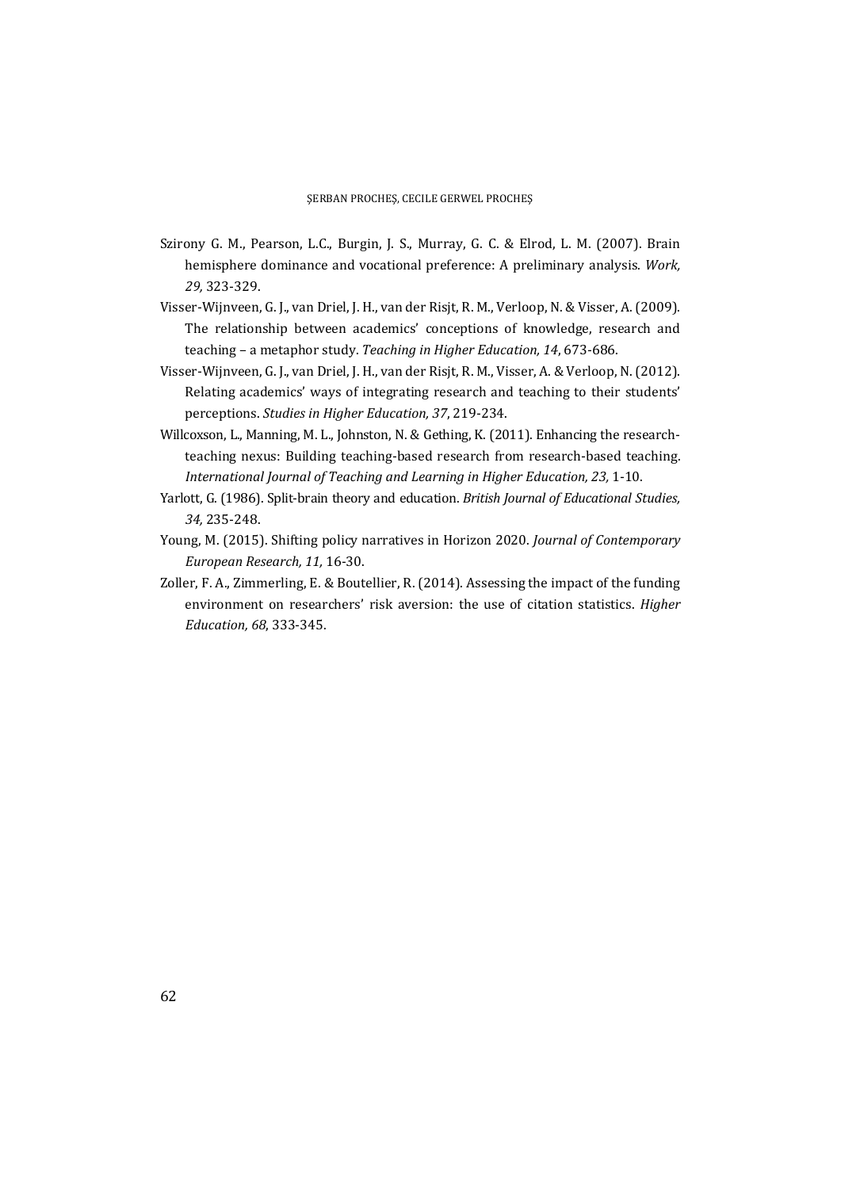Szirony G. M., Pearson, L.C., Burgin, J. S., Murray, G. C. & Elrod, L. M. (2007). Brain hemisphere dominance and vocational preference: A preliminary analysis. *Work, 29,* 323-329.

Visser-Wijnveen, G. J., van Driel, J. H., van der Risjt, R. M., Verloop, N. & Visser, A. (2009). The relationship between academics' conceptions of knowledge, research and teaching – a metaphor study. *Teaching in Higher Education, 14*, 673-686.

Visser-Wijnveen, G. J., van Driel, J. H., van der Risjt, R. M., Visser, A. & Verloop, N. (2012). Relating academics' ways of integrating research and teaching to their students' perceptions. *Studies in Higher Education, 37*, 219-234.

Willcoxson, L., Manning, M. L., Johnston, N. & Gething, K. (2011). Enhancing the research-teaching nexus: Building teaching-based research from research-based teaching. *International Journal of Teaching and Learning in Higher Education, 23,* 1-10.

Yarlott, G. (1986). Split-brain theory and education. *British Journal of Educational Studies, 34,* 235-248.

Young, M. (2015). Shifting policy narratives in Horizon 2020. *Journal of Contemporary European Research, 11,* 16-30.

Zoller, F. A., Zimmerling, E. & Boutellier, R. (2014). Assessing the impact of the funding environment on researchers' risk aversion: the use of citation statistics. *Higher Education, 68*, 333-345.